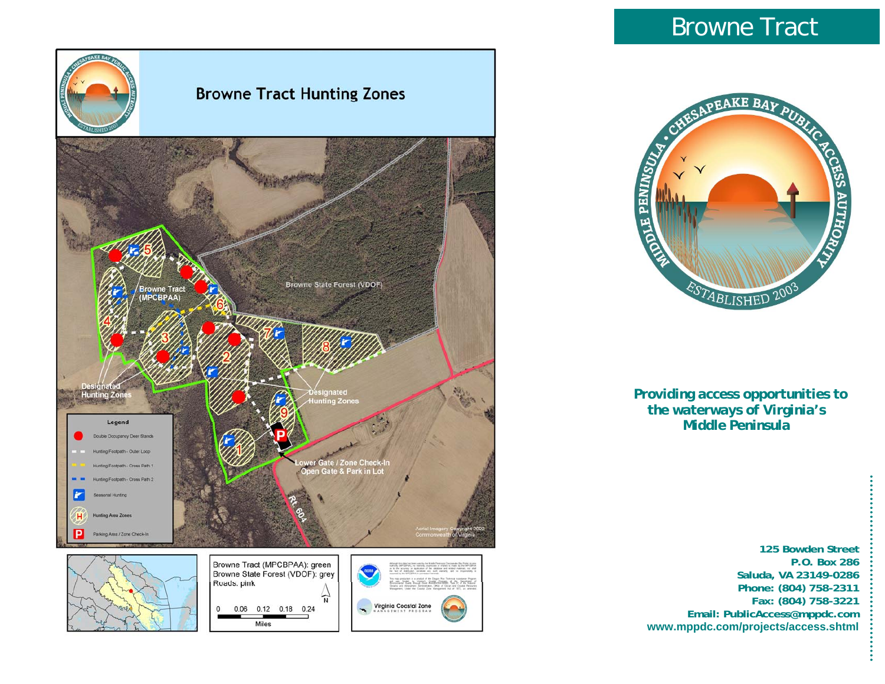# Browne Tract Hunting Zones

Browne State Forest (VDOF)

Browne Tract (MPCBPAA)

Designated Hunting Zones

Designated Hunting Zones

Lower Gate / Zone Check-In
Open Gate & Park in Lot

Rt. 604

Aerial Imagery Copyright 2002
Commonwealth of Virginia

**Legend**

- Double Occupancy Deer Stands
- Hunting Footpath - Outer Loop
- Hunting Footpath - Cross Path 1
- Hunting Footpath - Cross Path 2
- Seasonal Hunting
- Hunting Area Zones
- Parking Area / Zone Check-In

Browne Tract (MPCBPAA): green
Browne State Forest (VDOF): grey
Roads: pink

0 0.06 0.12 0.18 0.24
Miles

Virginia Coastal Zone
MANAGEMENT PROGRAM

# Browne Tract

MIDDLE PENINSULA • CHESAPEAKE BAY PUBLIC ACCESS AUTHORITY
ESTABLISHED 2003

**Providing access opportunities to the waterways of Virginia's Middle Peninsula**

**125 Bowden Street**
**P.O. Box 286**
**Saluda, VA 23149-0286**
**Phone: (804) 758-2311**
**Fax: (804) 758-3221**
**Email: PublicAccess@mppdc.com**
**www.mppdc.com/projects/access.shtml**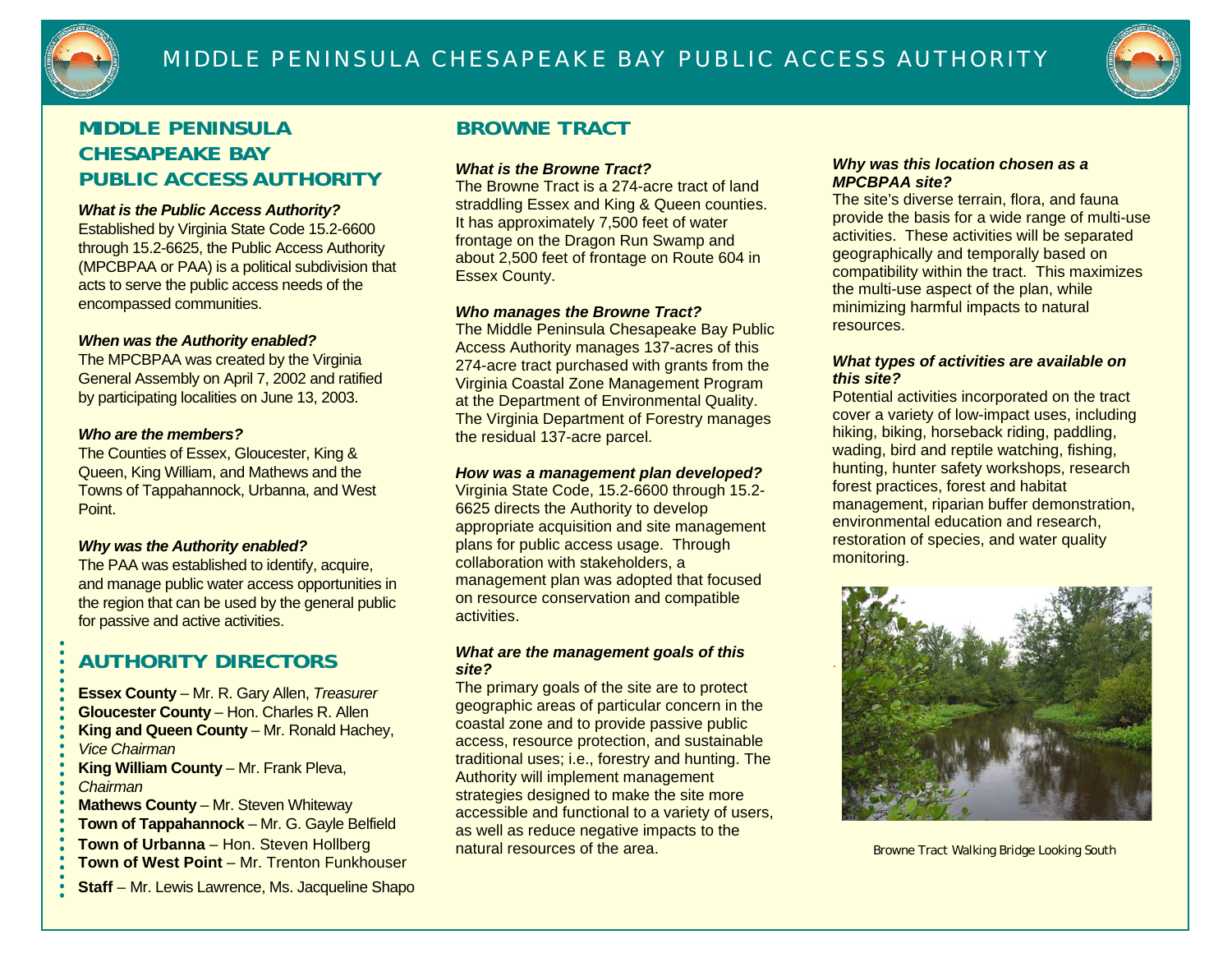# MIDDLE PENINSULA CHESAPEAKE BAY PUBLIC ACCESS AUTHORITY

## MIDDLE PENINSULA CHESAPEAKE BAY PUBLIC ACCESS AUTHORITY

***What is the Public Access Authority?***
Established by Virginia State Code 15.2-6600 through 15.2-6625, the Public Access Authority (MPCBPAA or PAA) is a political subdivision that acts to serve the public access needs of the encompassed communities.

***When was the Authority enabled?***
The MPCBPAA was created by the Virginia General Assembly on April 7, 2002 and ratified by participating localities on June 13, 2003.

***Who are the members?***
The Counties of Essex, Gloucester, King & Queen, King William, and Mathews and the Towns of Tappahannock, Urbanna, and West Point.

***Why was the Authority enabled?***
The PAA was established to identify, acquire, and manage public water access opportunities in the region that can be used by the general public for passive and active activities.

## AUTHORITY DIRECTORS

**Essex County** – Mr. R. Gary Allen, *Treasurer*
**Gloucester County** – Hon. Charles R. Allen
**King and Queen County** – Mr. Ronald Hachey, *Vice Chairman*
**King William County** – Mr. Frank Pleva, *Chairman*
**Mathews County** – Mr. Steven Whiteway
**Town of Tappahannock** – Mr. G. Gayle Belfield
**Town of Urbanna** – Hon. Steven Hollberg
**Town of West Point** – Mr. Trenton Funkhouser

**Staff** – Mr. Lewis Lawrence, Ms. Jacqueline Shapo

## BROWNE TRACT

***What is the Browne Tract?***
The Browne Tract is a 274-acre tract of land straddling Essex and King & Queen counties. It has approximately 7,500 feet of water frontage on the Dragon Run Swamp and about 2,500 feet of frontage on Route 604 in Essex County.

***Who manages the Browne Tract?***
The Middle Peninsula Chesapeake Bay Public Access Authority manages 137-acres of this 274-acre tract purchased with grants from the Virginia Coastal Zone Management Program at the Department of Environmental Quality. The Virginia Department of Forestry manages the residual 137-acre parcel.

***How was a management plan developed?***
Virginia State Code, 15.2-6600 through 15.2-6625 directs the Authority to develop appropriate acquisition and site management plans for public access usage. Through collaboration with stakeholders, a management plan was adopted that focused on resource conservation and compatible activities.

***What are the management goals of this site?***
The primary goals of the site are to protect geographic areas of particular concern in the coastal zone and to provide passive public access, resource protection, and sustainable traditional uses; i.e., forestry and hunting. The Authority will implement management strategies designed to make the site more accessible and functional to a variety of users, as well as reduce negative impacts to the natural resources of the area.

***Why was this location chosen as a MPCBPAA site?***
The site's diverse terrain, flora, and fauna provide the basis for a wide range of multi-use activities. These activities will be separated geographically and temporally based on compatibility within the tract. This maximizes the multi-use aspect of the plan, while minimizing harmful impacts to natural resources.

***What types of activities are available on this site?***
Potential activities incorporated on the tract cover a variety of low-impact uses, including hiking, biking, horseback riding, paddling, wading, bird and reptile watching, fishing, hunting, hunter safety workshops, research forest practices, forest and habitat management, riparian buffer demonstration, environmental education and research, restoration of species, and water quality monitoring.

Browne Tract Walking Bridge Looking South